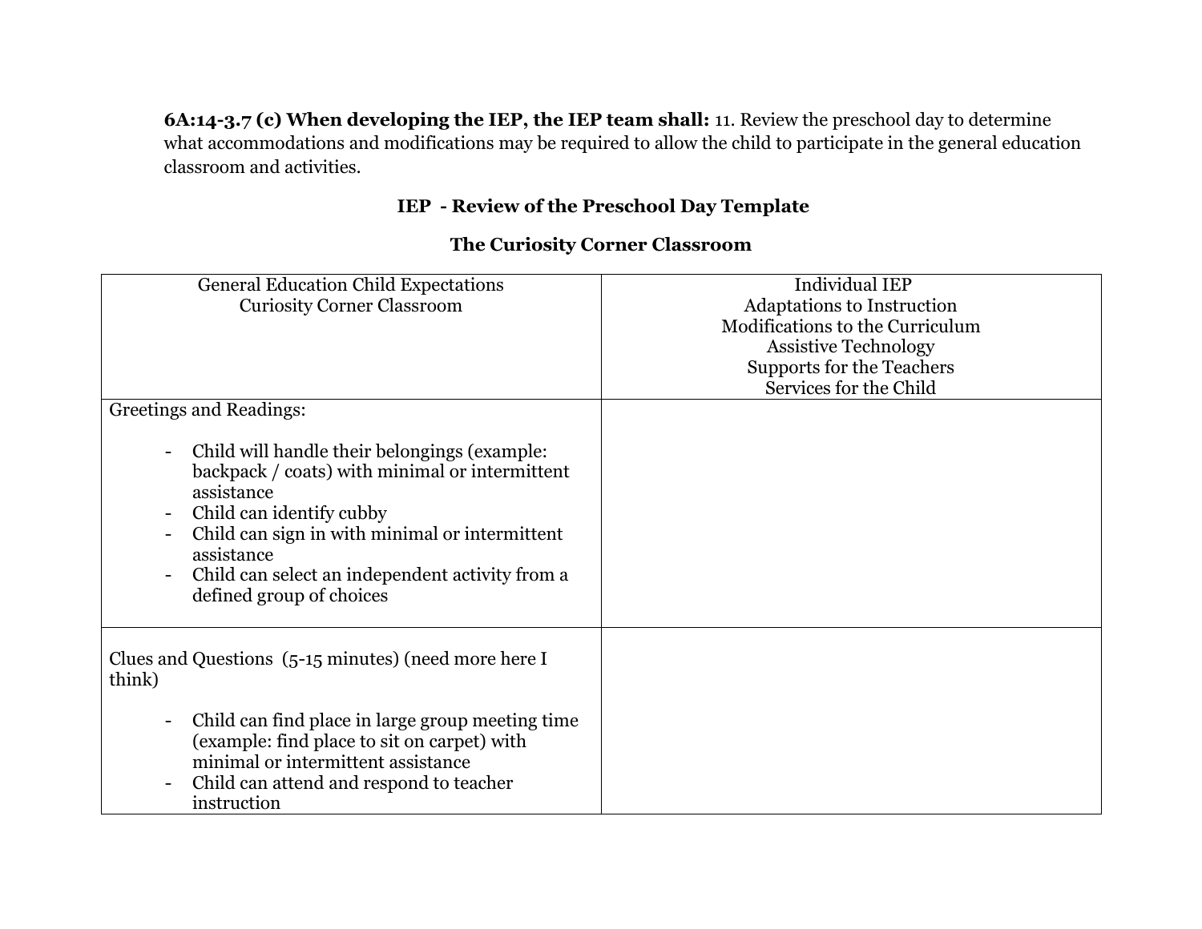**6A:14-3.7 (c) When developing the IEP, the IEP team shall:** 11. Review the preschool day to determine what accommodations and modifications may be required to allow the child to participate in the general education classroom and activities.

## IEP - Review of the Preschool Day Template

## The Curiosity Corner Classroom

| General Education Child Expectations<br>Curiosity Corner Classroom | Individual IEP<br>Adaptations to Instruction<br>Modifications to the Curriculum<br>Assistive Technology<br>Supports for the Teachers<br>Services for the Child |
|---|---|
| Greetings and Readings:<br><br>- Child will handle their belongings (example: backpack / coats) with minimal or intermittent assistance<br>- Child can identify cubby<br>- Child can sign in with minimal or intermittent assistance<br>- Child can select an independent activity from a defined group of choices | |
| Clues and Questions (5-15 minutes) (need more here I think)<br><br>- Child can find place in large group meeting time (example: find place to sit on carpet) with minimal or intermittent assistance<br>- Child can attend and respond to teacher instruction | |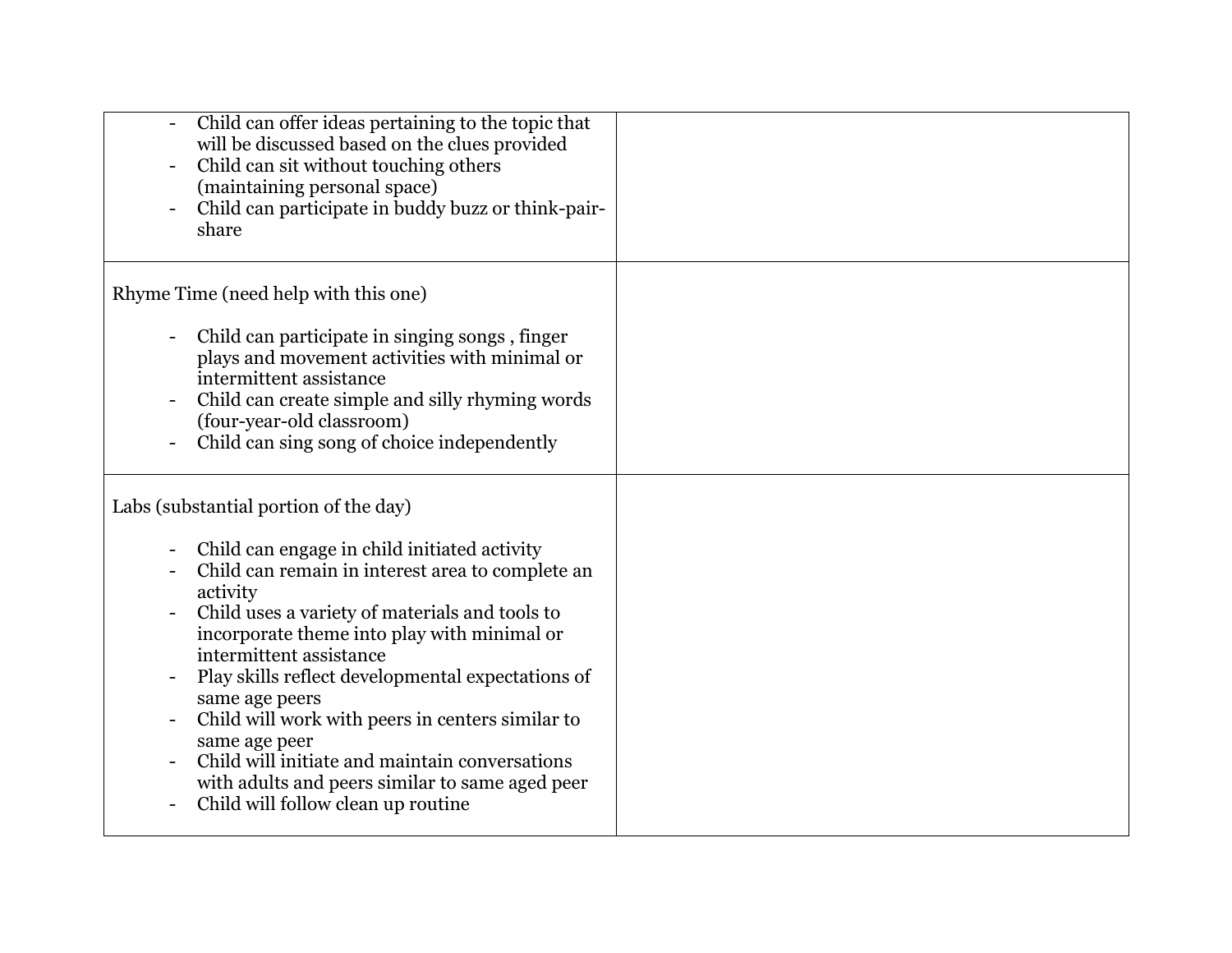| | |
|---|---|
| - Child can offer ideas pertaining to the topic that will be discussed based on the clues provided<br>- Child can sit without touching others (maintaining personal space)<br>- Child can participate in buddy buzz or think-pair-share | |
| Rhyme Time (need help with this one)<br><br>- Child can participate in singing songs , finger plays and movement activities with minimal or intermittent assistance<br>- Child can create simple and silly rhyming words (four-year-old classroom)<br>- Child can sing song of choice independently | |
| Labs (substantial portion of the day)<br><br>- Child can engage in child initiated activity<br>- Child can remain in interest area to complete an activity<br>- Child uses a variety of materials and tools to incorporate theme into play with minimal or intermittent assistance<br>- Play skills reflect developmental expectations of same age peers<br>- Child will work with peers in centers similar to same age peer<br>- Child will initiate and maintain conversations with adults and peers similar to same aged peer<br>- Child will follow clean up routine | |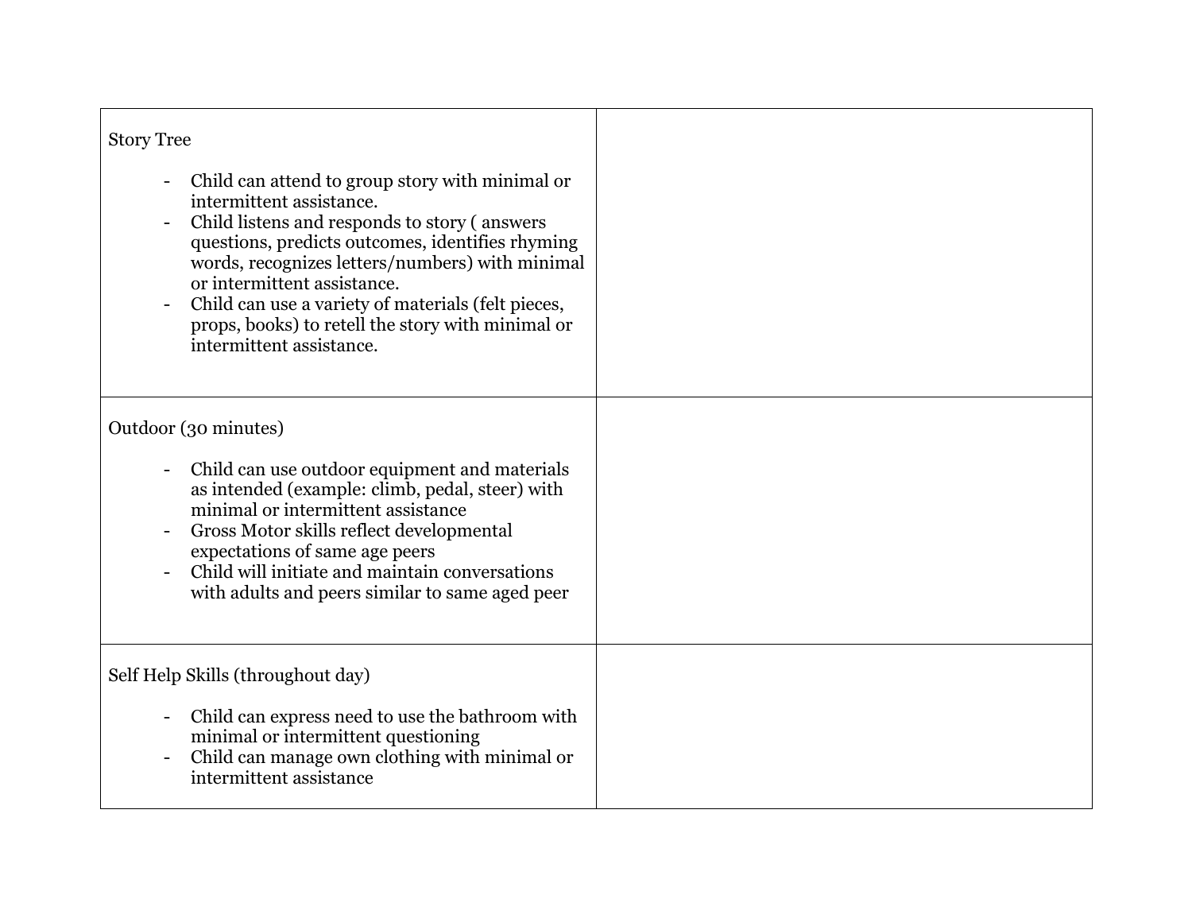| | |
|---|---|
| Story Tree<br><br>- Child can attend to group story with minimal or intermittent assistance.<br>- Child listens and responds to story ( answers questions, predicts outcomes, identifies rhyming words, recognizes letters/numbers) with minimal or intermittent assistance.<br>- Child can use a variety of materials (felt pieces, props, books) to retell the story with minimal or intermittent assistance. | |
| Outdoor (30 minutes)<br><br>- Child can use outdoor equipment and materials as intended (example: climb, pedal, steer) with minimal or intermittent assistance<br>- Gross Motor skills reflect developmental expectations of same age peers<br>- Child will initiate and maintain conversations with adults and peers similar to same aged peer | |
| Self Help Skills (throughout day)<br><br>- Child can express need to use the bathroom with minimal or intermittent questioning<br>- Child can manage own clothing with minimal or intermittent assistance | |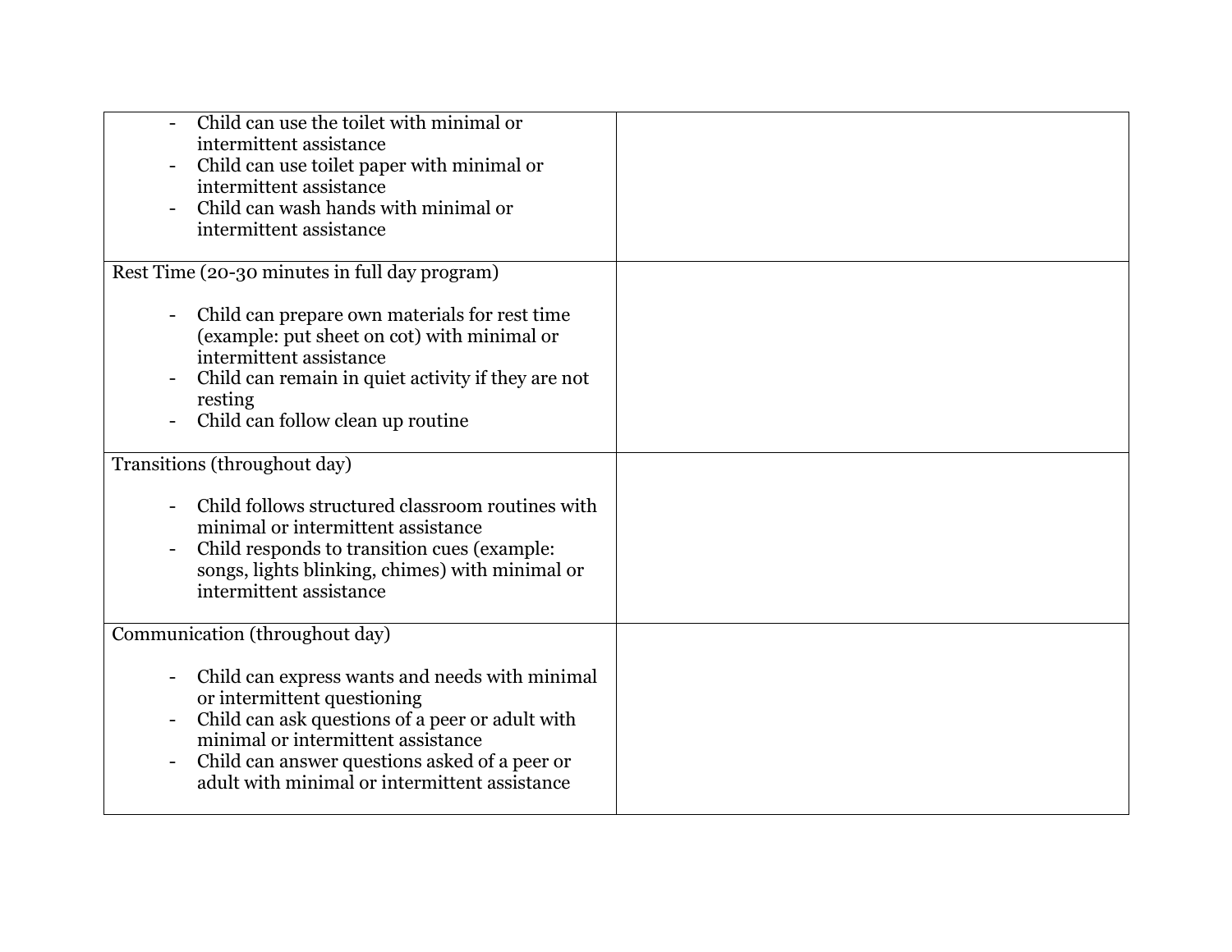| | |
|---|---|
| - Child can use the toilet with minimal or intermittent assistance<br>- Child can use toilet paper with minimal or intermittent assistance<br>- Child can wash hands with minimal or intermittent assistance | |
| Rest Time (20-30 minutes in full day program)<br><br>- Child can prepare own materials for rest time (example: put sheet on cot) with minimal or intermittent assistance<br>- Child can remain in quiet activity if they are not resting<br>- Child can follow clean up routine | |
| Transitions (throughout day)<br><br>- Child follows structured classroom routines with minimal or intermittent assistance<br>- Child responds to transition cues (example: songs, lights blinking, chimes) with minimal or intermittent assistance | |
| Communication (throughout day)<br><br>- Child can express wants and needs with minimal or intermittent questioning<br>- Child can ask questions of a peer or adult with minimal or intermittent assistance<br>- Child can answer questions asked of a peer or adult with minimal or intermittent assistance | |